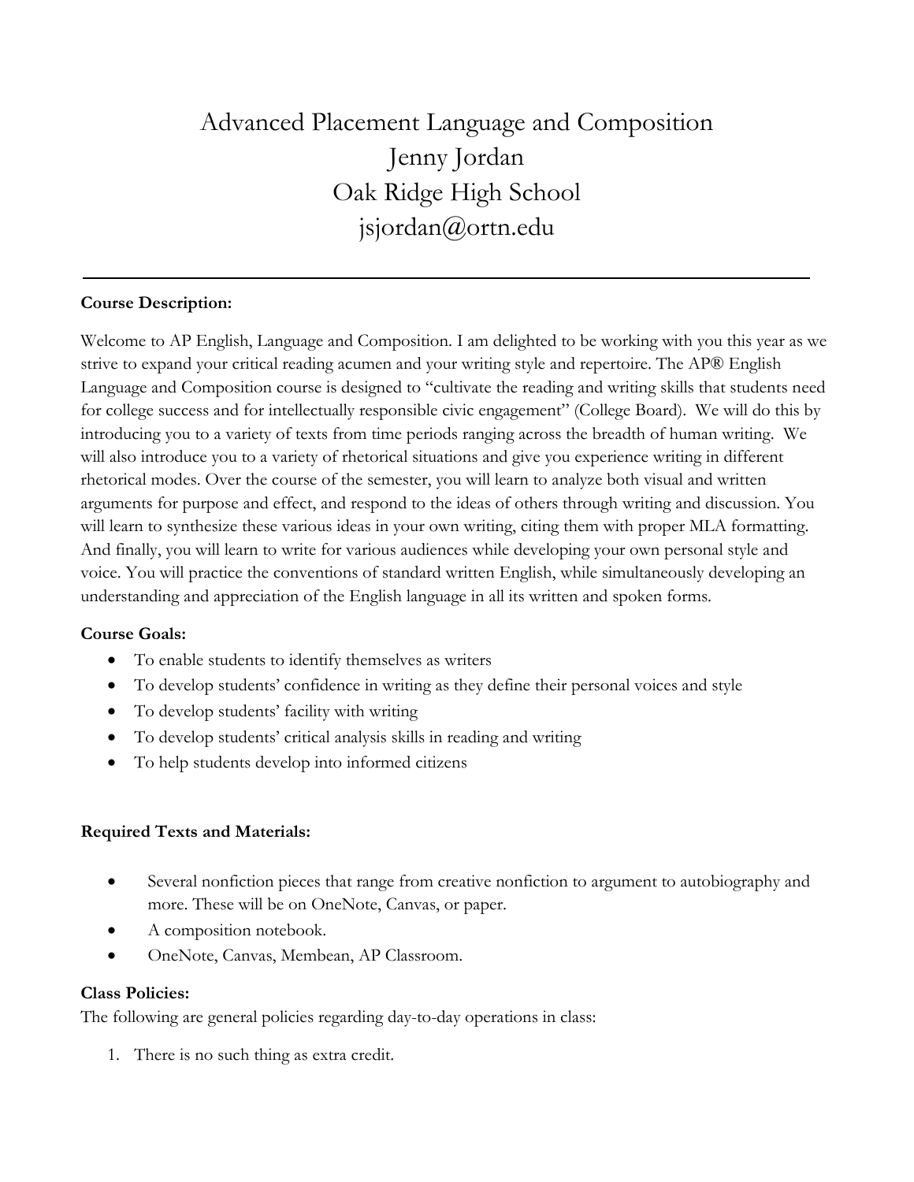# Advanced Placement Language and Composition

Jenny Jordan
Oak Ridge High School
jsjordan@ortn.edu

---

**Course Description:**

Welcome to AP English, Language and Composition. I am delighted to be working with you this year as we strive to expand your critical reading acumen and your writing style and repertoire. The AP® English Language and Composition course is designed to "cultivate the reading and writing skills that students need for college success and for intellectually responsible civic engagement" (College Board). We will do this by introducing you to a variety of texts from time periods ranging across the breadth of human writing. We will also introduce you to a variety of rhetorical situations and give you experience writing in different rhetorical modes. Over the course of the semester, you will learn to analyze both visual and written arguments for purpose and effect, and respond to the ideas of others through writing and discussion. You will learn to synthesize these various ideas in your own writing, citing them with proper MLA formatting. And finally, you will learn to write for various audiences while developing your own personal style and voice. You will practice the conventions of standard written English, while simultaneously developing an understanding and appreciation of the English language in all its written and spoken forms.

**Course Goals:**

- To enable students to identify themselves as writers
- To develop students' confidence in writing as they define their personal voices and style
- To develop students' facility with writing
- To develop students' critical analysis skills in reading and writing
- To help students develop into informed citizens

**Required Texts and Materials:**

- Several nonfiction pieces that range from creative nonfiction to argument to autobiography and more. These will be on OneNote, Canvas, or paper.
- A composition notebook.
- OneNote, Canvas, Membean, AP Classroom.

**Class Policies:**

The following are general policies regarding day-to-day operations in class:

1. There is no such thing as extra credit.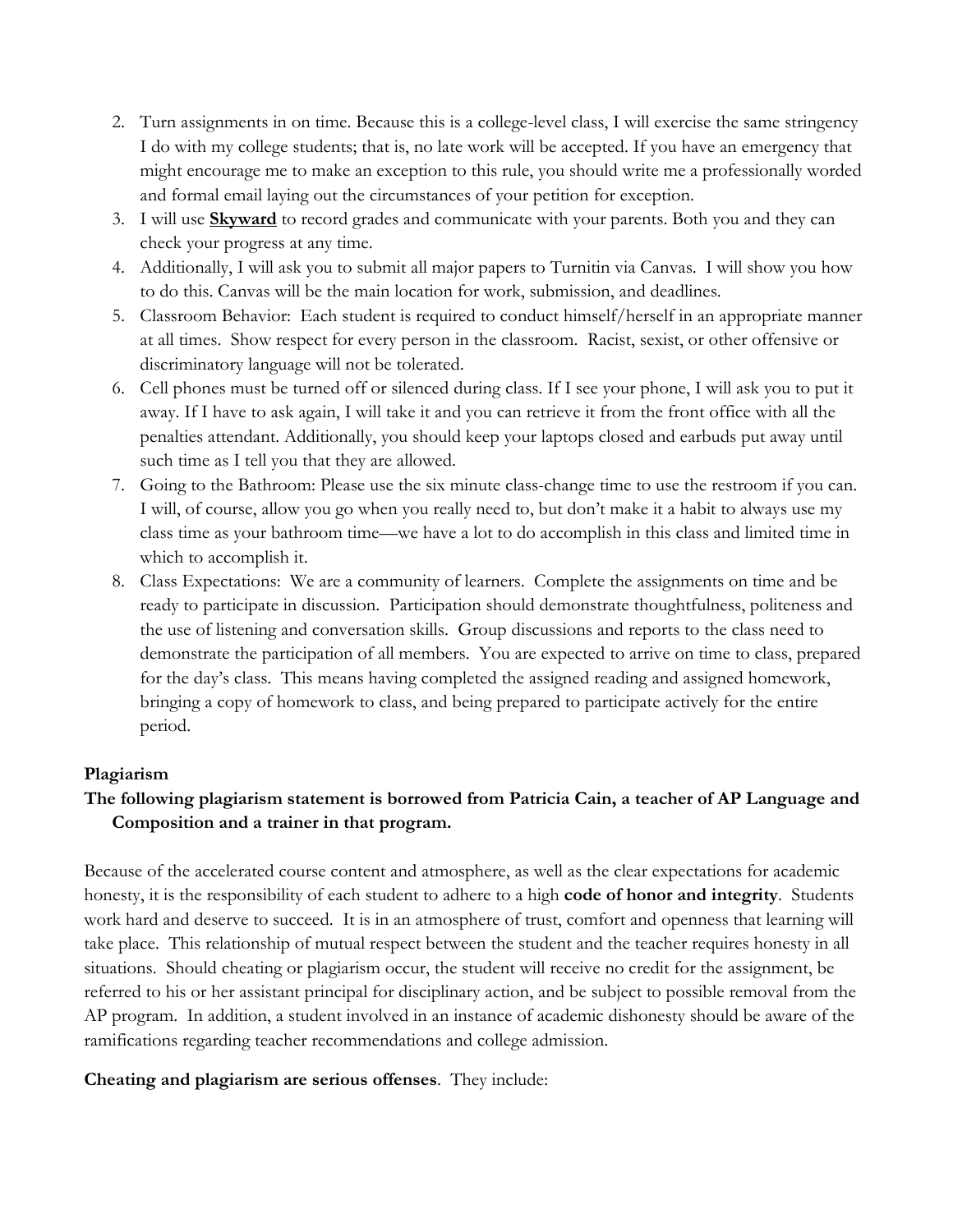2. Turn assignments in on time. Because this is a college-level class, I will exercise the same stringency I do with my college students; that is, no late work will be accepted. If you have an emergency that might encourage me to make an exception to this rule, you should write me a professionally worded and formal email laying out the circumstances of your petition for exception.
3. I will use **Skyward** to record grades and communicate with your parents. Both you and they can check your progress at any time.
4. Additionally, I will ask you to submit all major papers to Turnitin via Canvas. I will show you how to do this. Canvas will be the main location for work, submission, and deadlines.
5. Classroom Behavior: Each student is required to conduct himself/herself in an appropriate manner at all times. Show respect for every person in the classroom. Racist, sexist, or other offensive or discriminatory language will not be tolerated.
6. Cell phones must be turned off or silenced during class. If I see your phone, I will ask you to put it away. If I have to ask again, I will take it and you can retrieve it from the front office with all the penalties attendant. Additionally, you should keep your laptops closed and earbuds put away until such time as I tell you that they are allowed.
7. Going to the Bathroom: Please use the six minute class-change time to use the restroom if you can. I will, of course, allow you go when you really need to, but don't make it a habit to always use my class time as your bathroom time—we have a lot to do accomplish in this class and limited time in which to accomplish it.
8. Class Expectations: We are a community of learners. Complete the assignments on time and be ready to participate in discussion. Participation should demonstrate thoughtfulness, politeness and the use of listening and conversation skills. Group discussions and reports to the class need to demonstrate the participation of all members. You are expected to arrive on time to class, prepared for the day's class. This means having completed the assigned reading and assigned homework, bringing a copy of homework to class, and being prepared to participate actively for the entire period.

**Plagiarism**

**The following plagiarism statement is borrowed from Patricia Cain, a teacher of AP Language and Composition and a trainer in that program.**

Because of the accelerated course content and atmosphere, as well as the clear expectations for academic honesty, it is the responsibility of each student to adhere to a high **code of honor and integrity**. Students work hard and deserve to succeed. It is in an atmosphere of trust, comfort and openness that learning will take place. This relationship of mutual respect between the student and the teacher requires honesty in all situations. Should cheating or plagiarism occur, the student will receive no credit for the assignment, be referred to his or her assistant principal for disciplinary action, and be subject to possible removal from the AP program. In addition, a student involved in an instance of academic dishonesty should be aware of the ramifications regarding teacher recommendations and college admission.

**Cheating and plagiarism are serious offenses**. They include: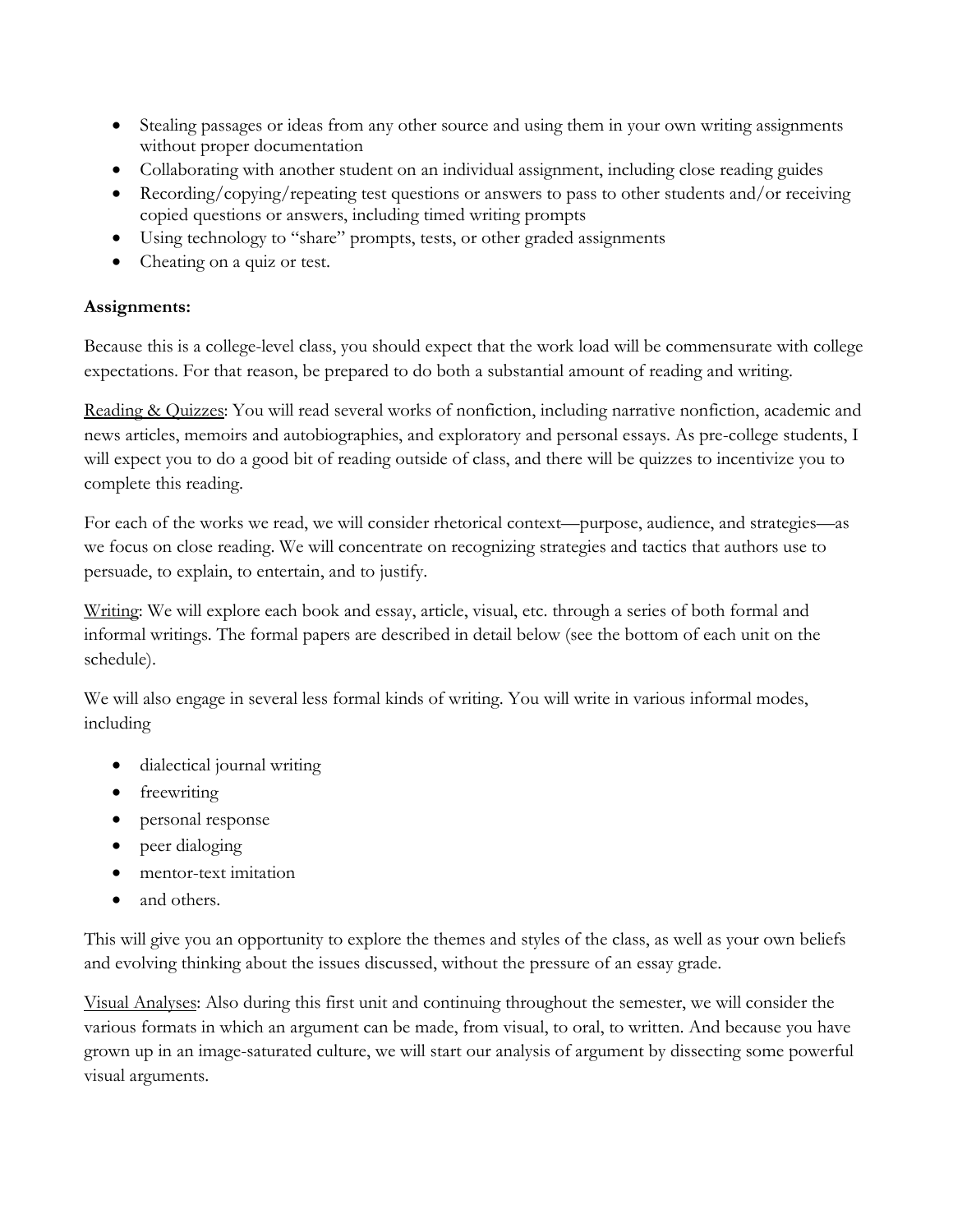- Stealing passages or ideas from any other source and using them in your own writing assignments without proper documentation
- Collaborating with another student on an individual assignment, including close reading guides
- Recording/copying/repeating test questions or answers to pass to other students and/or receiving copied questions or answers, including timed writing prompts
- Using technology to "share" prompts, tests, or other graded assignments
- Cheating on a quiz or test.

**Assignments:**

Because this is a college-level class, you should expect that the work load will be commensurate with college expectations. For that reason, be prepared to do both a substantial amount of reading and writing.

<u>Reading & Quizzes</u>: You will read several works of nonfiction, including narrative nonfiction, academic and news articles, memoirs and autobiographies, and exploratory and personal essays. As pre-college students, I will expect you to do a good bit of reading outside of class, and there will be quizzes to incentivize you to complete this reading.

For each of the works we read, we will consider rhetorical context—purpose, audience, and strategies—as we focus on close reading. We will concentrate on recognizing strategies and tactics that authors use to persuade, to explain, to entertain, and to justify.

<u>Writing</u>: We will explore each book and essay, article, visual, etc. through a series of both formal and informal writings. The formal papers are described in detail below (see the bottom of each unit on the schedule).

We will also engage in several less formal kinds of writing. You will write in various informal modes, including

- dialectical journal writing
- freewriting
- personal response
- peer dialoging
- mentor-text imitation
- and others.

This will give you an opportunity to explore the themes and styles of the class, as well as your own beliefs and evolving thinking about the issues discussed, without the pressure of an essay grade.

<u>Visual Analyses</u>: Also during this first unit and continuing throughout the semester, we will consider the various formats in which an argument can be made, from visual, to oral, to written. And because you have grown up in an image-saturated culture, we will start our analysis of argument by dissecting some powerful visual arguments.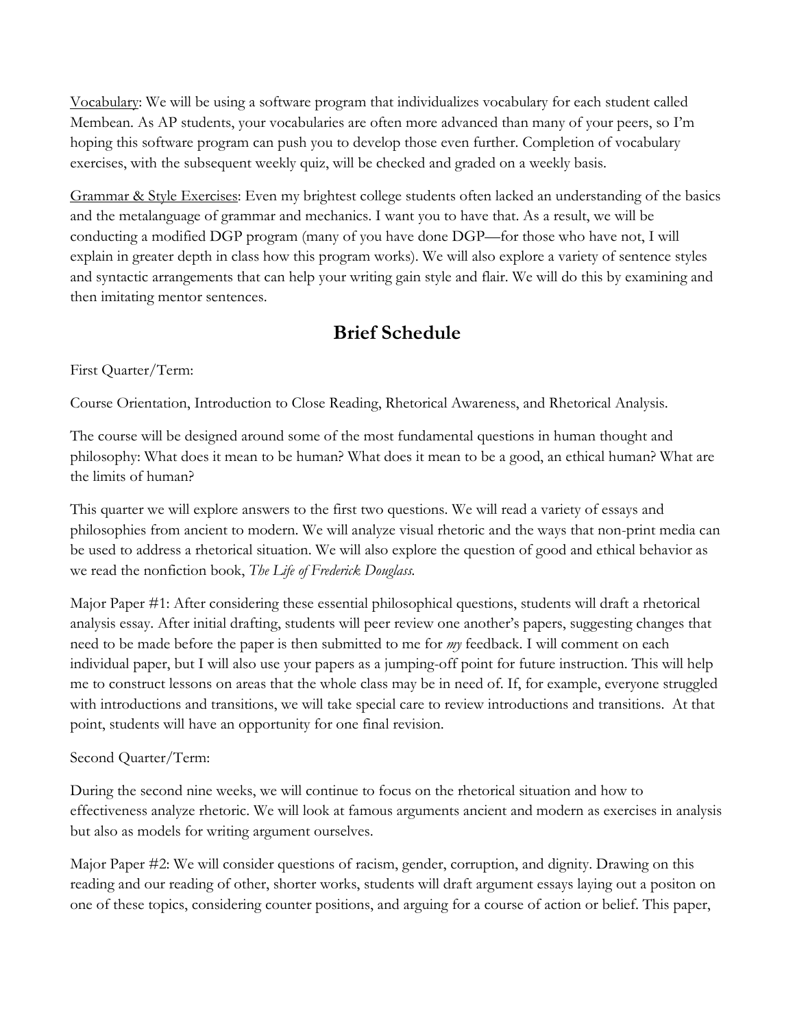<u>Vocabulary</u>: We will be using a software program that individualizes vocabulary for each student called Membean. As AP students, your vocabularies are often more advanced than many of your peers, so I'm hoping this software program can push you to develop those even further. Completion of vocabulary exercises, with the subsequent weekly quiz, will be checked and graded on a weekly basis.

<u>Grammar & Style Exercises</u>: Even my brightest college students often lacked an understanding of the basics and the metalanguage of grammar and mechanics. I want you to have that. As a result, we will be conducting a modified DGP program (many of you have done DGP—for those who have not, I will explain in greater depth in class how this program works). We will also explore a variety of sentence styles and syntactic arrangements that can help your writing gain style and flair. We will do this by examining and then imitating mentor sentences.

## Brief Schedule

First Quarter/Term:

Course Orientation, Introduction to Close Reading, Rhetorical Awareness, and Rhetorical Analysis.

The course will be designed around some of the most fundamental questions in human thought and philosophy: What does it mean to be human? What does it mean to be a good, an ethical human? What are the limits of human?

This quarter we will explore answers to the first two questions. We will read a variety of essays and philosophies from ancient to modern. We will analyze visual rhetoric and the ways that non-print media can be used to address a rhetorical situation. We will also explore the question of good and ethical behavior as we read the nonfiction book, *The Life of Frederick Douglass.*

Major Paper #1: After considering these essential philosophical questions, students will draft a rhetorical analysis essay. After initial drafting, students will peer review one another's papers, suggesting changes that need to be made before the paper is then submitted to me for *my* feedback. I will comment on each individual paper, but I will also use your papers as a jumping-off point for future instruction. This will help me to construct lessons on areas that the whole class may be in need of. If, for example, everyone struggled with introductions and transitions, we will take special care to review introductions and transitions. At that point, students will have an opportunity for one final revision.

Second Quarter/Term:

During the second nine weeks, we will continue to focus on the rhetorical situation and how to effectiveness analyze rhetoric. We will look at famous arguments ancient and modern as exercises in analysis but also as models for writing argument ourselves.

Major Paper #2: We will consider questions of racism, gender, corruption, and dignity. Drawing on this reading and our reading of other, shorter works, students will draft argument essays laying out a positon on one of these topics, considering counter positions, and arguing for a course of action or belief. This paper,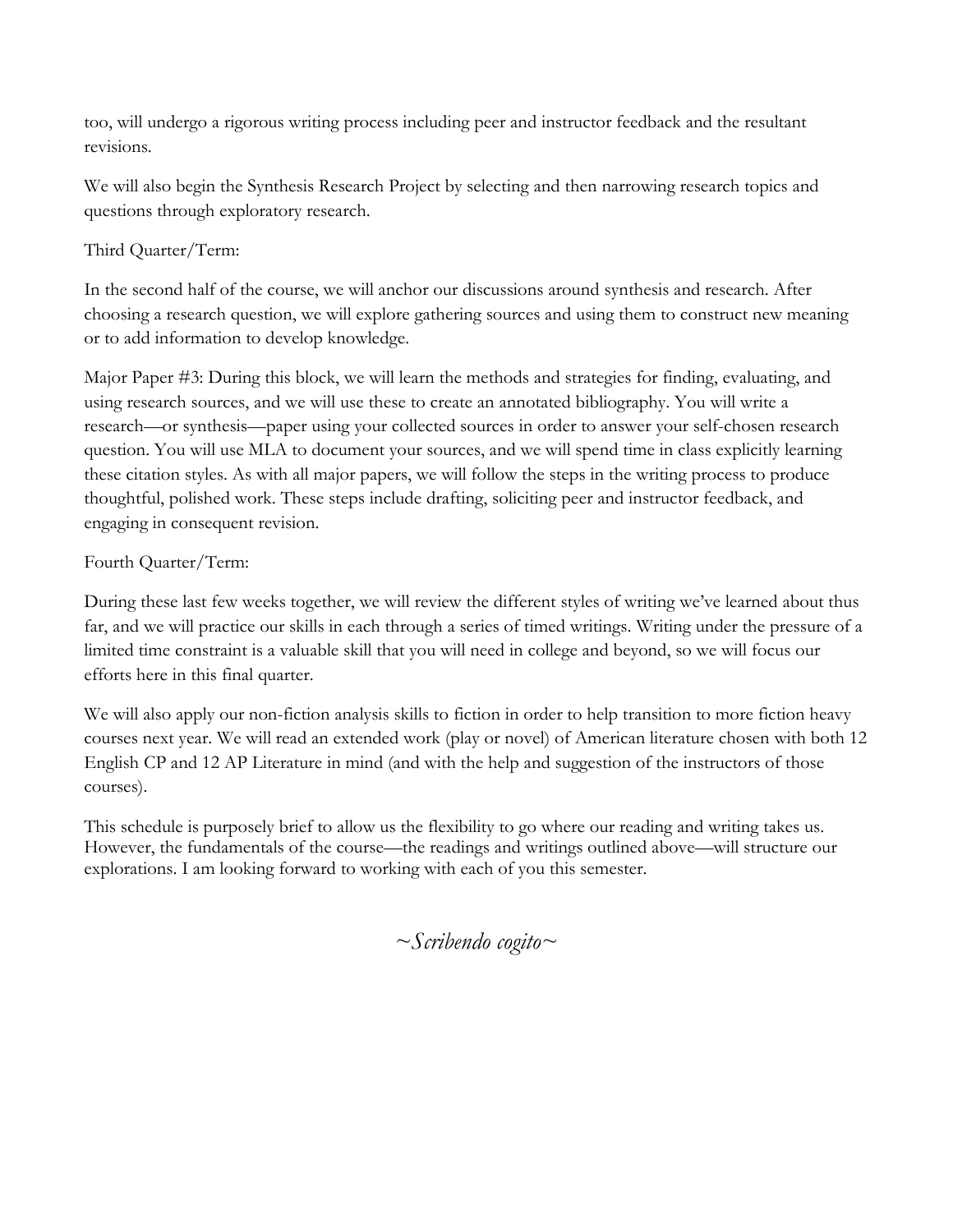too, will undergo a rigorous writing process including peer and instructor feedback and the resultant revisions.

We will also begin the Synthesis Research Project by selecting and then narrowing research topics and questions through exploratory research.

Third Quarter/Term:

In the second half of the course, we will anchor our discussions around synthesis and research. After choosing a research question, we will explore gathering sources and using them to construct new meaning or to add information to develop knowledge.

Major Paper #3: During this block, we will learn the methods and strategies for finding, evaluating, and using research sources, and we will use these to create an annotated bibliography. You will write a research—or synthesis—paper using your collected sources in order to answer your self-chosen research question. You will use MLA to document your sources, and we will spend time in class explicitly learning these citation styles. As with all major papers, we will follow the steps in the writing process to produce thoughtful, polished work. These steps include drafting, soliciting peer and instructor feedback, and engaging in consequent revision.

Fourth Quarter/Term:

During these last few weeks together, we will review the different styles of writing we've learned about thus far, and we will practice our skills in each through a series of timed writings. Writing under the pressure of a limited time constraint is a valuable skill that you will need in college and beyond, so we will focus our efforts here in this final quarter.

We will also apply our non-fiction analysis skills to fiction in order to help transition to more fiction heavy courses next year. We will read an extended work (play or novel) of American literature chosen with both 12 English CP and 12 AP Literature in mind (and with the help and suggestion of the instructors of those courses).

This schedule is purposely brief to allow us the flexibility to go where our reading and writing takes us. However, the fundamentals of the course—the readings and writings outlined above—will structure our explorations. I am looking forward to working with each of you this semester.

*~Scribendo cogito~*